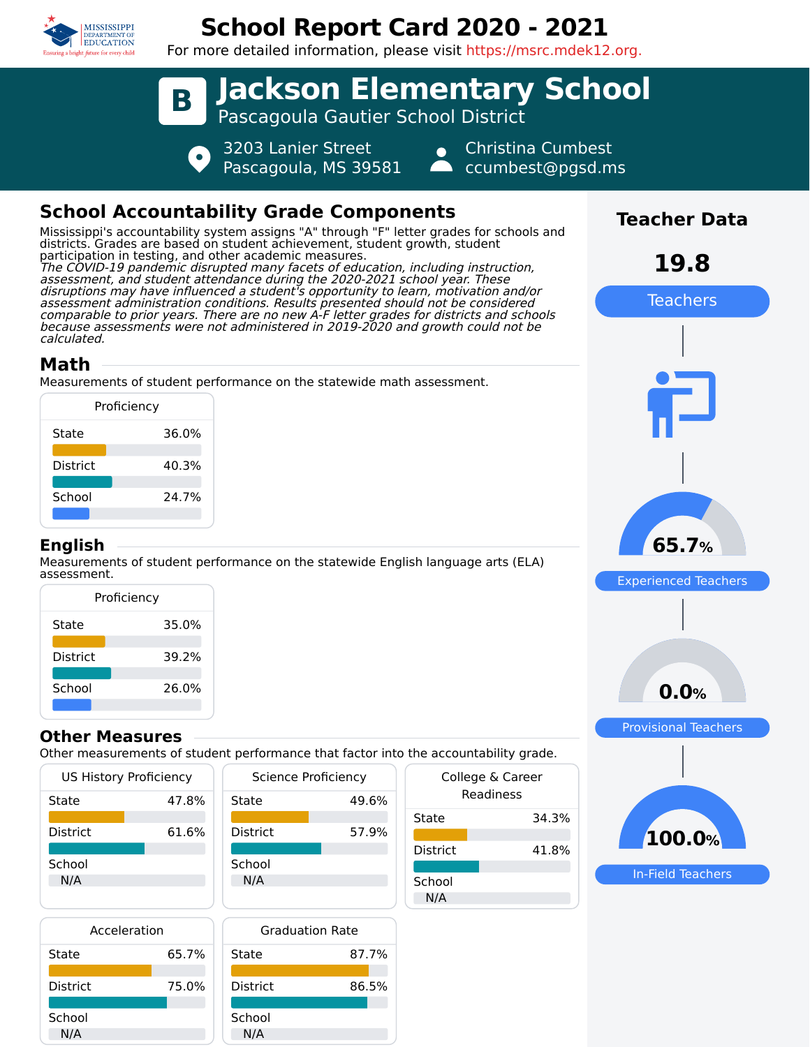# School Report Card 2020 - 2021

For more detailed information, please visit https://msrc.mdek12.org.

## B Jackson Elementary School

Pascagoula Gautier School District

3203 Lanier Street
Pascagoula, MS 39581

Christina Cumbest
ccumbest@pgsd.ms

## School Accountability Grade Components

Mississippi's accountability system assigns "A" through "F" letter grades for schools and districts. Grades are based on student achievement, student growth, student participation in testing, and other academic measures.

*The COVID-19 pandemic disrupted many facets of education, including instruction, assessment, and student attendance during the 2020-2021 school year. These disruptions may have influenced a student's opportunity to learn, motivation and/or assessment administration conditions. Results presented should not be considered comparable to prior years. There are no new A-F letter grades for districts and schools because assessments were not administered in 2019-2020 and growth could not be calculated.*

### Math

Measurements of student performance on the statewide math assessment.

| Proficiency | |
|---|---|
| State | 36.0% |
| District | 40.3% |
| School | 24.7% |

### English

Measurements of student performance on the statewide English language arts (ELA) assessment.

| Proficiency | |
|---|---|
| State | 35.0% |
| District | 39.2% |
| School | 26.0% |

### Other Measures

Other measurements of student performance that factor into the accountability grade.

| US History Proficiency | |
|---|---|
| State | 47.8% |
| District | 61.6% |
| School | N/A |

| Science Proficiency | |
|---|---|
| State | 49.6% |
| District | 57.9% |
| School | N/A |

| College & Career Readiness | |
|---|---|
| State | 34.3% |
| District | 41.8% |
| School | N/A |

| Acceleration | |
|---|---|
| State | 65.7% |
| District | 75.0% |
| School | N/A |

| Graduation Rate | |
|---|---|
| State | 87.7% |
| District | 86.5% |
| School | N/A |

## Teacher Data

**19.8** Teachers

**65.7%** Experienced Teachers

**0.0%** Provisional Teachers

**100.0%** In-Field Teachers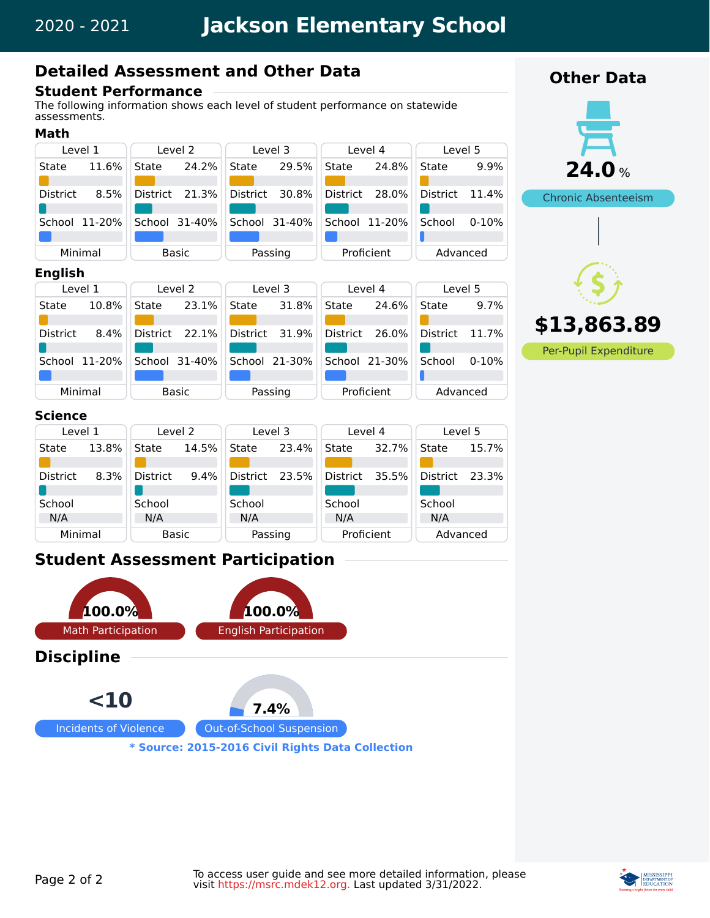# Jackson Elementary School

2020 - 2021

## Detailed Assessment and Other Data

### Student Performance

The following information shows each level of student performance on statewide assessments.

#### Math

| | Level 1 (Minimal) | Level 2 (Basic) | Level 3 (Passing) | Level 4 (Proficient) | Level 5 (Advanced) |
|---|---|---|---|---|---|
| State | 11.6% | 24.2% | 29.5% | 24.8% | 9.9% |
| District | 8.5% | 21.3% | 30.8% | 28.0% | 11.4% |
| School | 11-20% | 31-40% | 31-40% | 11-20% | 0-10% |

#### English

| | Level 1 (Minimal) | Level 2 (Basic) | Level 3 (Passing) | Level 4 (Proficient) | Level 5 (Advanced) |
|---|---|---|---|---|---|
| State | 10.8% | 23.1% | 31.8% | 24.6% | 9.7% |
| District | 8.4% | 22.1% | 31.9% | 26.0% | 11.7% |
| School | 11-20% | 31-40% | 21-30% | 21-30% | 0-10% |

#### Science

| | Level 1 (Minimal) | Level 2 (Basic) | Level 3 (Passing) | Level 4 (Proficient) | Level 5 (Advanced) |
|---|---|---|---|---|---|
| State | 13.8% | 14.5% | 23.4% | 32.7% | 15.7% |
| District | 8.3% | 9.4% | 23.5% | 35.5% | 23.3% |
| School | N/A | N/A | N/A | N/A | N/A |

### Student Assessment Participation

100.0%
Math Participation

100.0%
English Participation

### Discipline

<10
Incidents of Violence

7.4%
Out-of-School Suspension

*** Source: 2015-2016 Civil Rights Data Collection**

## Other Data

24.0 %
Chronic Absenteeism

$13,863.89
Per-Pupil Expenditure

To access user guide and see more detailed information, please visit https://msrc.mdek12.org. Last updated 3/31/2022.